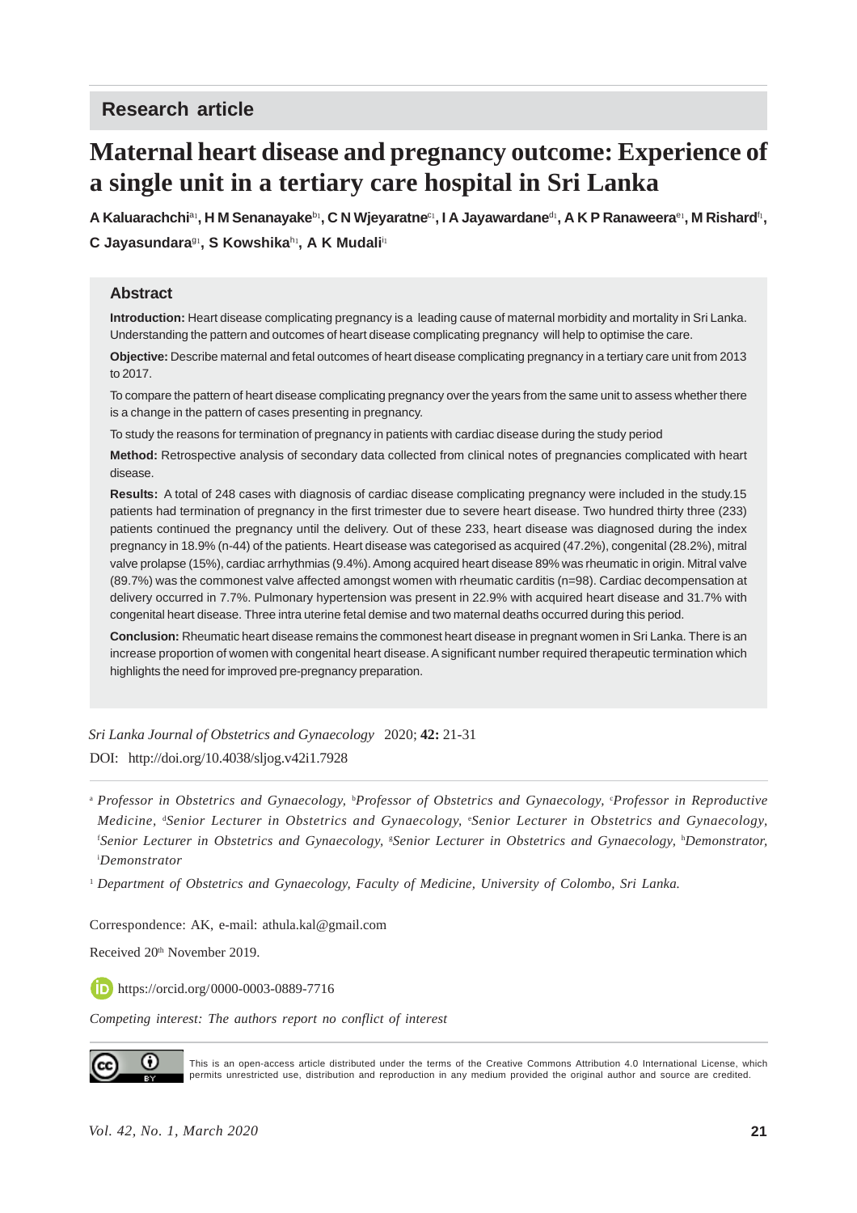Research article

# Maternal heart disease and pregnancy outcome: Experience of a single unit in a tertiary care hospital in Sri Lanka

**A Kaluarachchi**[a1], **H M Senanayake**[b1], **C N Wjeyaratne**[c1], **I A Jayawardane**[d1], **A K P Ranaweera**[e1], **M Rishard**[f1], **C Jayasundara**[g1], **S Kowshika**[h1], **A K Mudali**[i1]

## Abstract

**Introduction:** Heart disease complicating pregnancy is a leading cause of maternal morbidity and mortality in Sri Lanka. Understanding the pattern and outcomes of heart disease complicating pregnancy will help to optimise the care.

**Objective:** Describe maternal and fetal outcomes of heart disease complicating pregnancy in a tertiary care unit from 2013 to 2017.

To compare the pattern of heart disease complicating pregnancy over the years from the same unit to assess whether there is a change in the pattern of cases presenting in pregnancy.

To study the reasons for termination of pregnancy in patients with cardiac disease during the study period

**Method:** Retrospective analysis of secondary data collected from clinical notes of pregnancies complicated with heart disease.

**Results:** A total of 248 cases with diagnosis of cardiac disease complicating pregnancy were included in the study.15 patients had termination of pregnancy in the first trimester due to severe heart disease. Two hundred thirty three (233) patients continued the pregnancy until the delivery. Out of these 233, heart disease was diagnosed during the index pregnancy in 18.9% (n-44) of the patients. Heart disease was categorised as acquired (47.2%), congenital (28.2%), mitral valve prolapse (15%), cardiac arrhythmias (9.4%). Among acquired heart disease 89% was rheumatic in origin. Mitral valve (89.7%) was the commonest valve affected amongst women with rheumatic carditis (n=98). Cardiac decompensation at delivery occurred in 7.7%. Pulmonary hypertension was present in 22.9% with acquired heart disease and 31.7% with congenital heart disease. Three intra uterine fetal demise and two maternal deaths occurred during this period.

**Conclusion:** Rheumatic heart disease remains the commonest heart disease in pregnant women in Sri Lanka. There is an increase proportion of women with congenital heart disease. A significant number required therapeutic termination which highlights the need for improved pre-pregnancy preparation.

*Sri Lanka Journal of Obstetrics and Gynaecology* 2020; **42:** 21-31

DOI: http://doi.org/10.4038/sljog.v42i1.7928

[a] *Professor in Obstetrics and Gynaecology,* [b]*Professor of Obstetrics and Gynaecology,* [c]*Professor in Reproductive Medicine,* [d]*Senior Lecturer in Obstetrics and Gynaecology,* [e]*Senior Lecturer in Obstetrics and Gynaecology,* [f]*Senior Lecturer in Obstetrics and Gynaecology,* [g]*Senior Lecturer in Obstetrics and Gynaecology,* [h]*Demonstrator,* [i]*Demonstrator*

[1] *Department of Obstetrics and Gynaecology, Faculty of Medicine, University of Colombo, Sri Lanka.*

Correspondence: AK, e-mail: athula.kal@gmail.com

Received 20th November 2019.

https://orcid.org/0000-0003-0889-7716

*Competing interest: The authors report no conflict of interest*

This is an open-access article distributed under the terms of the Creative Commons Attribution 4.0 International License, which permits unrestricted use, distribution and reproduction in any medium provided the original author and source are credited.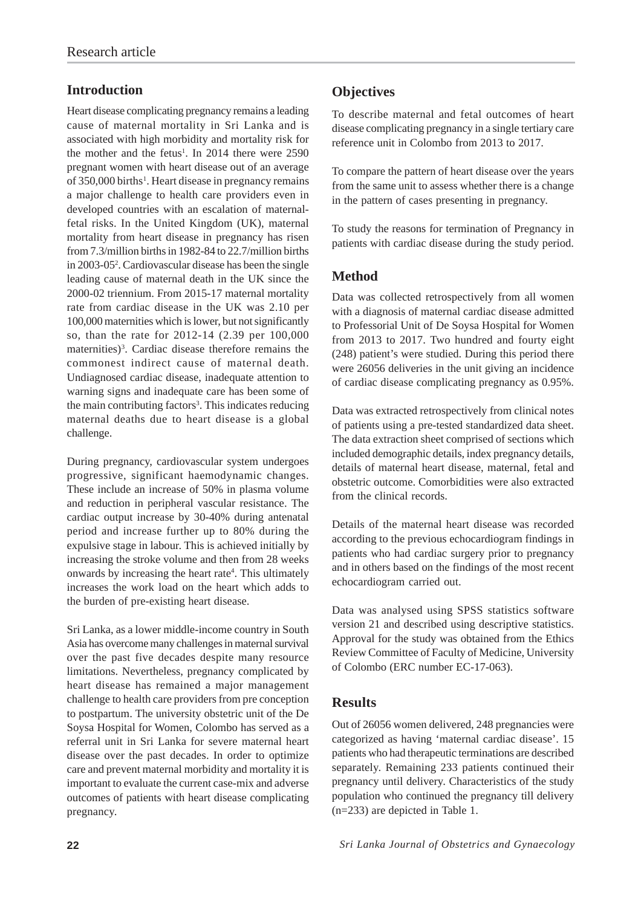## Introduction

Heart disease complicating pregnancy remains a leading cause of maternal mortality in Sri Lanka and is associated with high morbidity and mortality risk for the mother and the fetus[1]. In 2014 there were 2590 pregnant women with heart disease out of an average of 350,000 births[1]. Heart disease in pregnancy remains a major challenge to health care providers even in developed countries with an escalation of maternal-fetal risks. In the United Kingdom (UK), maternal mortality from heart disease in pregnancy has risen from 7.3/million births in 1982-84 to 22.7/million births in 2003-05[2]. Cardiovascular disease has been the single leading cause of maternal death in the UK since the 2000-02 triennium. From 2015-17 maternal mortality rate from cardiac disease in the UK was 2.10 per 100,000 maternities which is lower, but not significantly so, than the rate for 2012-14 (2.39 per 100,000 maternities)[3]. Cardiac disease therefore remains the commonest indirect cause of maternal death. Undiagnosed cardiac disease, inadequate attention to warning signs and inadequate care has been some of the main contributing factors[3]. This indicates reducing maternal deaths due to heart disease is a global challenge.

During pregnancy, cardiovascular system undergoes progressive, significant haemodynamic changes. These include an increase of 50% in plasma volume and reduction in peripheral vascular resistance. The cardiac output increase by 30-40% during antenatal period and increase further up to 80% during the expulsive stage in labour. This is achieved initially by increasing the stroke volume and then from 28 weeks onwards by increasing the heart rate[4]. This ultimately increases the work load on the heart which adds to the burden of pre-existing heart disease.

Sri Lanka, as a lower middle-income country in South Asia has overcome many challenges in maternal survival over the past five decades despite many resource limitations. Nevertheless, pregnancy complicated by heart disease has remained a major management challenge to health care providers from pre conception to postpartum. The university obstetric unit of the De Soysa Hospital for Women, Colombo has served as a referral unit in Sri Lanka for severe maternal heart disease over the past decades. In order to optimize care and prevent maternal morbidity and mortality it is important to evaluate the current case-mix and adverse outcomes of patients with heart disease complicating pregnancy.

## Objectives

To describe maternal and fetal outcomes of heart disease complicating pregnancy in a single tertiary care reference unit in Colombo from 2013 to 2017.

To compare the pattern of heart disease over the years from the same unit to assess whether there is a change in the pattern of cases presenting in pregnancy.

To study the reasons for termination of Pregnancy in patients with cardiac disease during the study period.

## Method

Data was collected retrospectively from all women with a diagnosis of maternal cardiac disease admitted to Professorial Unit of De Soysa Hospital for Women from 2013 to 2017. Two hundred and fourty eight (248) patient's were studied. During this period there were 26056 deliveries in the unit giving an incidence of cardiac disease complicating pregnancy as 0.95%.

Data was extracted retrospectively from clinical notes of patients using a pre-tested standardized data sheet. The data extraction sheet comprised of sections which included demographic details, index pregnancy details, details of maternal heart disease, maternal, fetal and obstetric outcome. Comorbidities were also extracted from the clinical records.

Details of the maternal heart disease was recorded according to the previous echocardiogram findings in patients who had cardiac surgery prior to pregnancy and in others based on the findings of the most recent echocardiogram carried out.

Data was analysed using SPSS statistics software version 21 and described using descriptive statistics. Approval for the study was obtained from the Ethics Review Committee of Faculty of Medicine, University of Colombo (ERC number EC-17-063).

## Results

Out of 26056 women delivered, 248 pregnancies were categorized as having 'maternal cardiac disease'. 15 patients who had therapeutic terminations are described separately. Remaining 233 patients continued their pregnancy until delivery. Characteristics of the study population who continued the pregnancy till delivery (n=233) are depicted in Table 1.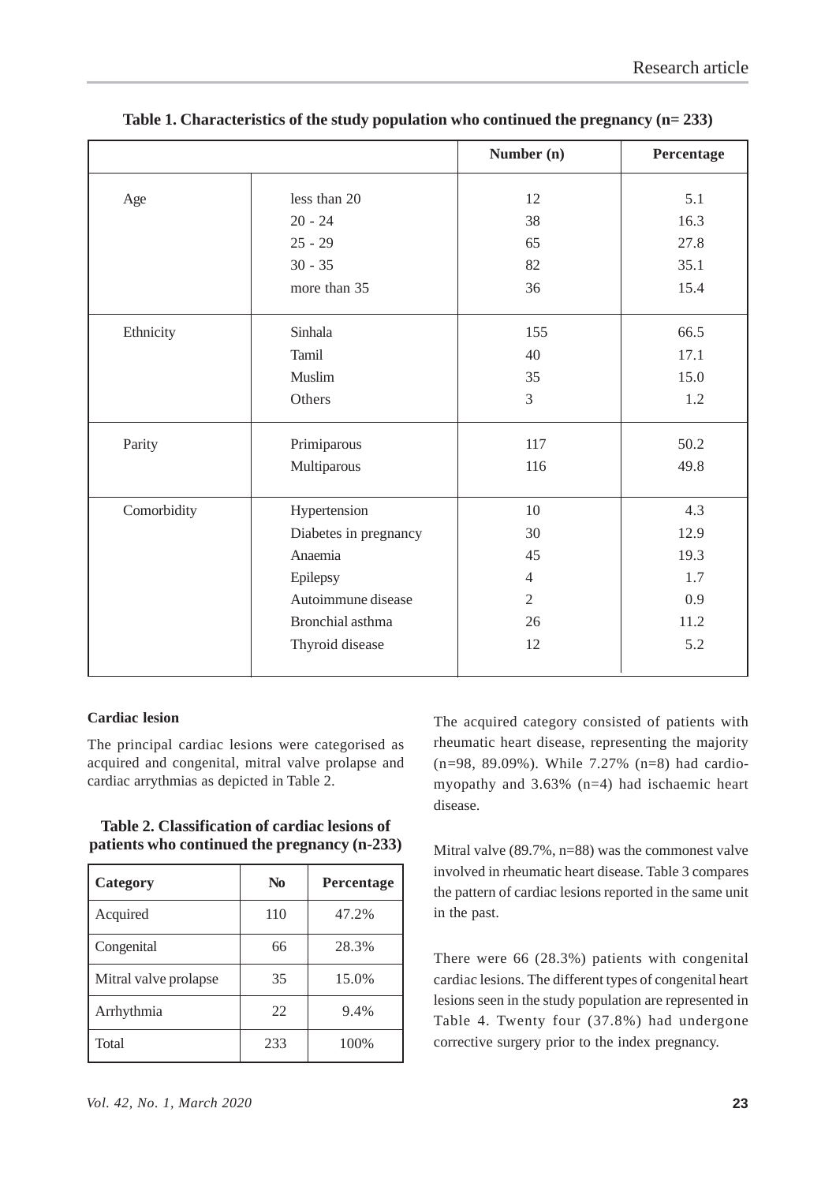**Table 1. Characteristics of the study population who continued the pregnancy (n= 233)**

| | | Number (n) | Percentage |
|---|---|---|---|
| Age | less than 20 | 12 | 5.1 |
| | 20 - 24 | 38 | 16.3 |
| | 25 - 29 | 65 | 27.8 |
| | 30 - 35 | 82 | 35.1 |
| | more than 35 | 36 | 15.4 |
| Ethnicity | Sinhala | 155 | 66.5 |
| | Tamil | 40 | 17.1 |
| | Muslim | 35 | 15.0 |
| | Others | 3 | 1.2 |
| Parity | Primiparous | 117 | 50.2 |
| | Multiparous | 116 | 49.8 |
| Comorbidity | Hypertension | 10 | 4.3 |
| | Diabetes in pregnancy | 30 | 12.9 |
| | Anaemia | 45 | 19.3 |
| | Epilepsy | 4 | 1.7 |
| | Autoimmune disease | 2 | 0.9 |
| | Bronchial asthma | 26 | 11.2 |
| | Thyroid disease | 12 | 5.2 |

**Cardiac lesion**

The principal cardiac lesions were categorised as acquired and congenital, mitral valve prolapse and cardiac arrythmias as depicted in Table 2.

**Table 2. Classification of cardiac lesions of patients who continued the pregnancy (n-233)**

| Category | No | Percentage |
|---|---|---|
| Acquired | 110 | 47.2% |
| Congenital | 66 | 28.3% |
| Mitral valve prolapse | 35 | 15.0% |
| Arrhythmia | 22 | 9.4% |
| Total | 233 | 100% |

The acquired category consisted of patients with rheumatic heart disease, representing the majority (n=98, 89.09%). While 7.27% (n=8) had cardio-myopathy and 3.63% (n=4) had ischaemic heart disease.

Mitral valve (89.7%, n=88) was the commonest valve involved in rheumatic heart disease. Table 3 compares the pattern of cardiac lesions reported in the same unit in the past.

There were 66 (28.3%) patients with congenital cardiac lesions. The different types of congenital heart lesions seen in the study population are represented in Table 4. Twenty four (37.8%) had undergone corrective surgery prior to the index pregnancy.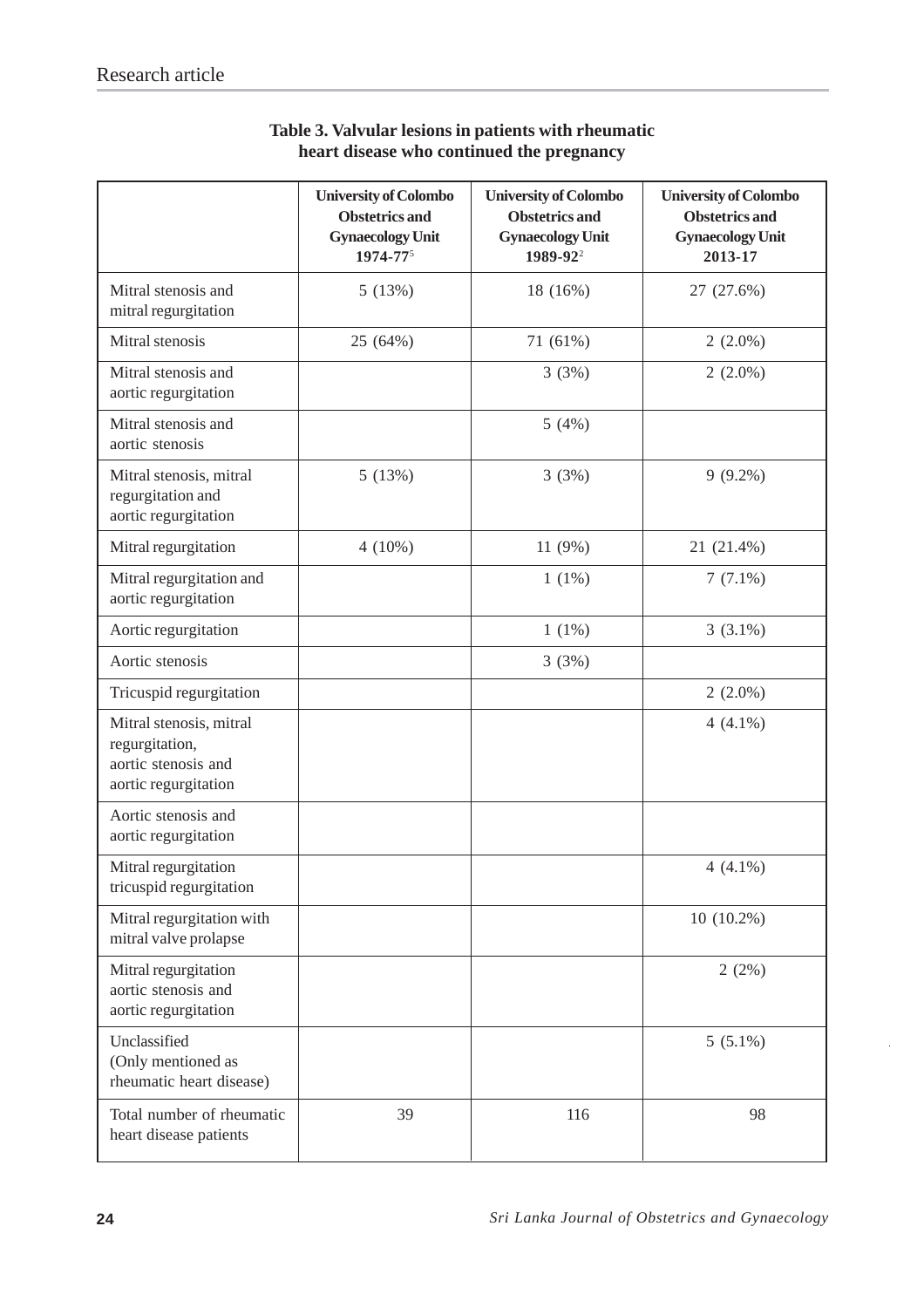**Table 3. Valvular lesions in patients with rheumatic heart disease who continued the pregnancy**

| | University of Colombo Obstetrics and Gynaecology Unit 1974-77[5] | University of Colombo Obstetrics and Gynaecology Unit 1989-92[2] | University of Colombo Obstetrics and Gynaecology Unit 2013-17 |
|---|---|---|---|
| Mitral stenosis and mitral regurgitation | 5 (13%) | 18 (16%) | 27 (27.6%) |
| Mitral stenosis | 25 (64%) | 71 (61%) | 2 (2.0%) |
| Mitral stenosis and aortic regurgitation | | 3 (3%) | 2 (2.0%) |
| Mitral stenosis and aortic stenosis | | 5 (4%) | |
| Mitral stenosis, mitral regurgitation and aortic regurgitation | 5 (13%) | 3 (3%) | 9 (9.2%) |
| Mitral regurgitation | 4 (10%) | 11 (9%) | 21 (21.4%) |
| Mitral regurgitation and aortic regurgitation | | 1 (1%) | 7 (7.1%) |
| Aortic regurgitation | | 1 (1%) | 3 (3.1%) |
| Aortic stenosis | | 3 (3%) | |
| Tricuspid regurgitation | | | 2 (2.0%) |
| Mitral stenosis, mitral regurgitation, aortic stenosis and aortic regurgitation | | | 4 (4.1%) |
| Aortic stenosis and aortic regurgitation | | | |
| Mitral regurgitation tricuspid regurgitation | | | 4 (4.1%) |
| Mitral regurgitation with mitral valve prolapse | | | 10 (10.2%) |
| Mitral regurgitation aortic stenosis and aortic regurgitation | | | 2 (2%) |
| Unclassified (Only mentioned as rheumatic heart disease) | | | 5 (5.1%) |
| Total number of rheumatic heart disease patients | 39 | 116 | 98 |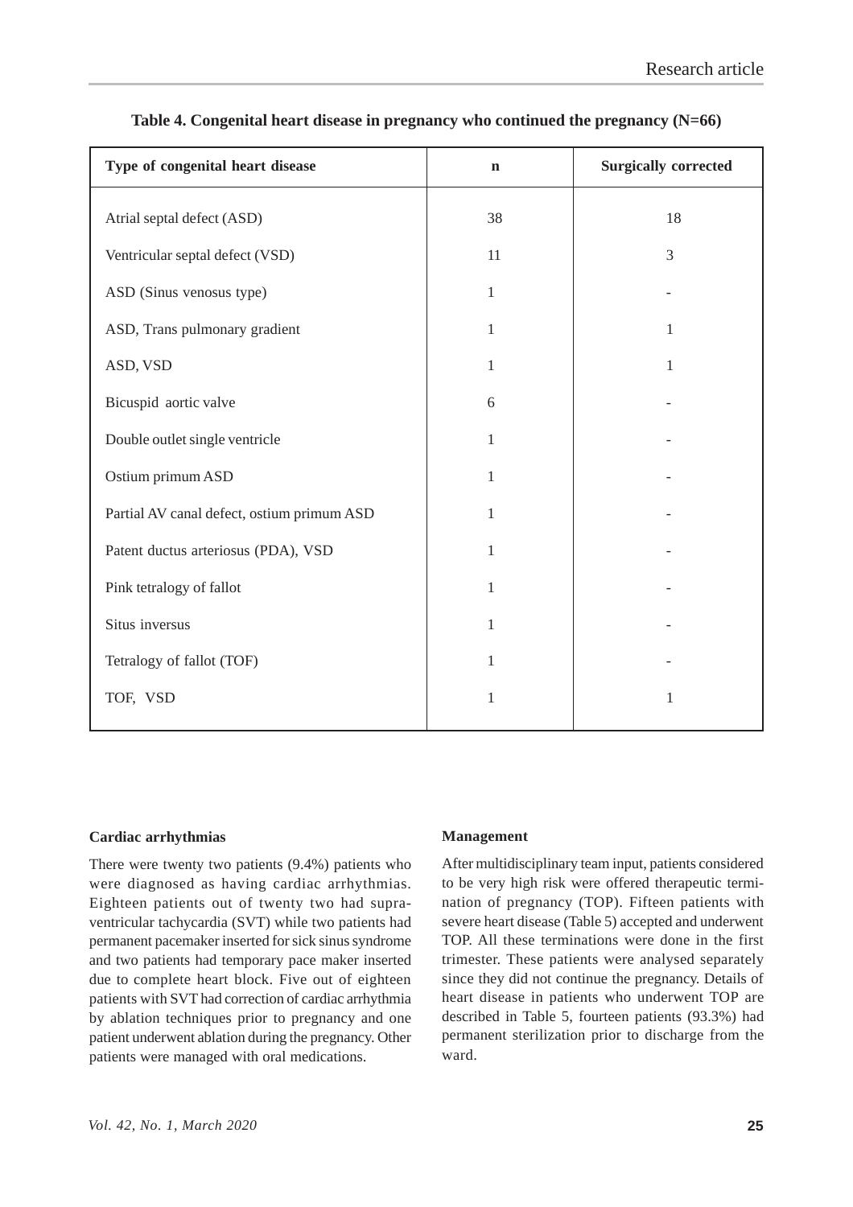**Table 4. Congenital heart disease in pregnancy who continued the pregnancy (N=66)**

| Type of congenital heart disease | n | Surgically corrected |
|---|---|---|
| Atrial septal defect (ASD) | 38 | 18 |
| Ventricular septal defect (VSD) | 11 | 3 |
| ASD (Sinus venosus type) | 1 | - |
| ASD, Trans pulmonary gradient | 1 | 1 |
| ASD, VSD | 1 | 1 |
| Bicuspid aortic valve | 6 | - |
| Double outlet single ventricle | 1 | - |
| Ostium primum ASD | 1 | - |
| Partial AV canal defect, ostium primum ASD | 1 | - |
| Patent ductus arteriosus (PDA), VSD | 1 | - |
| Pink tetralogy of fallot | 1 | - |
| Situs inversus | 1 | - |
| Tetralogy of fallot (TOF) | 1 | - |
| TOF, VSD | 1 | 1 |

**Cardiac arrhythmias**

There were twenty two patients (9.4%) patients who were diagnosed as having cardiac arrhythmias. Eighteen patients out of twenty two had supra-ventricular tachycardia (SVT) while two patients had permanent pacemaker inserted for sick sinus syndrome and two patients had temporary pace maker inserted due to complete heart block. Five out of eighteen patients with SVT had correction of cardiac arrhythmia by ablation techniques prior to pregnancy and one patient underwent ablation during the pregnancy. Other patients were managed with oral medications.

**Management**

After multidisciplinary team input, patients considered to be very high risk were offered therapeutic termination of pregnancy (TOP). Fifteen patients with severe heart disease (Table 5) accepted and underwent TOP. All these terminations were done in the first trimester. These patients were analysed separately since they did not continue the pregnancy. Details of heart disease in patients who underwent TOP are described in Table 5, fourteen patients (93.3%) had permanent sterilization prior to discharge from the ward.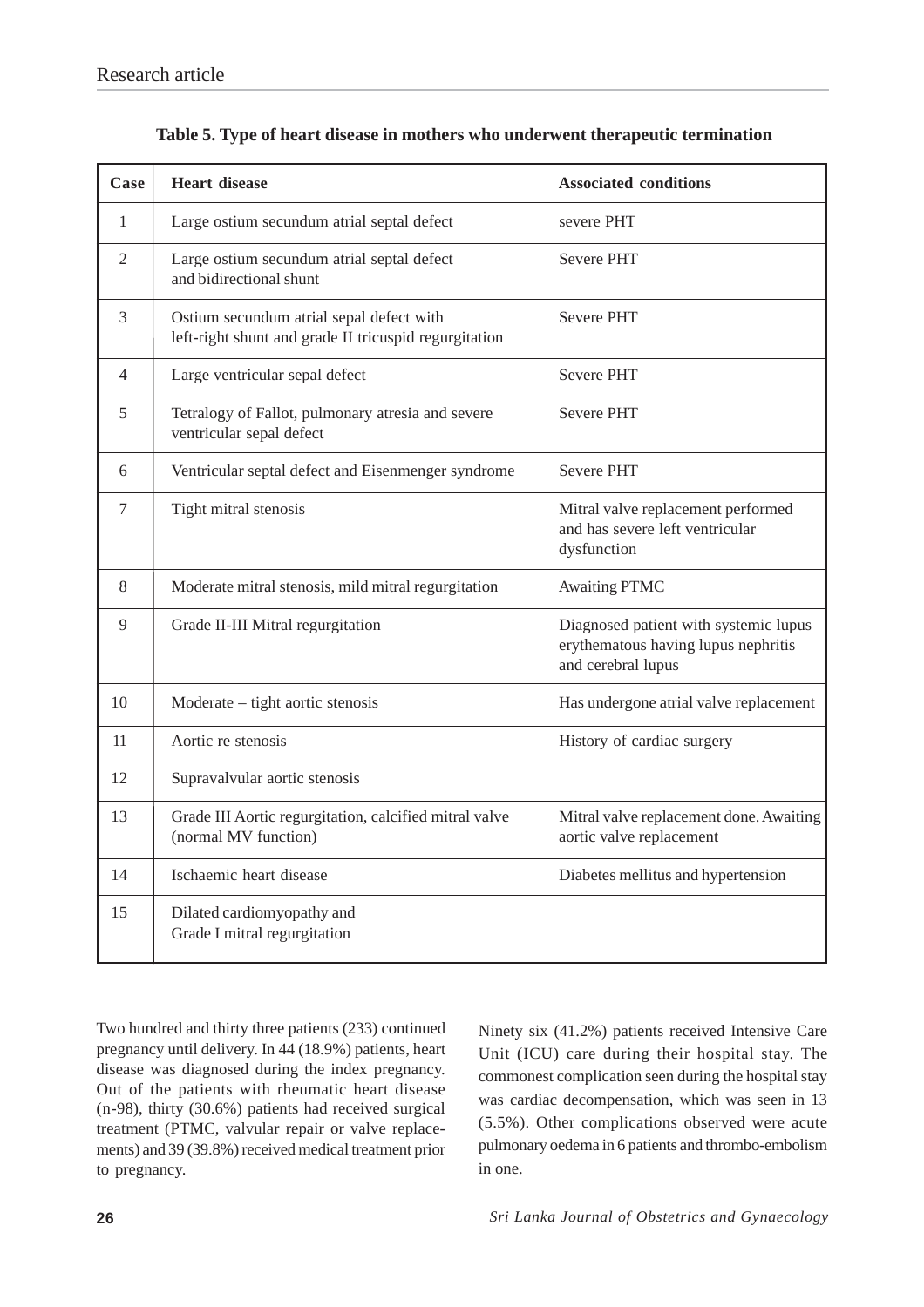**Table 5. Type of heart disease in mothers who underwent therapeutic termination**

| Case | Heart disease | Associated conditions |
|---|---|---|
| 1 | Large ostium secundum atrial septal defect | severe PHT |
| 2 | Large ostium secundum atrial septal defect and bidirectional shunt | Severe PHT |
| 3 | Ostium secundum atrial sepal defect with left-right shunt and grade II tricuspid regurgitation | Severe PHT |
| 4 | Large ventricular sepal defect | Severe PHT |
| 5 | Tetralogy of Fallot, pulmonary atresia and severe ventricular sepal defect | Severe PHT |
| 6 | Ventricular septal defect and Eisenmenger syndrome | Severe PHT |
| 7 | Tight mitral stenosis | Mitral valve replacement performed and has severe left ventricular dysfunction |
| 8 | Moderate mitral stenosis, mild mitral regurgitation | Awaiting PTMC |
| 9 | Grade II-III Mitral regurgitation | Diagnosed patient with systemic lupus erythematous having lupus nephritis and cerebral lupus |
| 10 | Moderate – tight aortic stenosis | Has undergone atrial valve replacement |
| 11 | Aortic re stenosis | History of cardiac surgery |
| 12 | Supravalvular aortic stenosis | |
| 13 | Grade III Aortic regurgitation, calcified mitral valve (normal MV function) | Mitral valve replacement done. Awaiting aortic valve replacement |
| 14 | Ischaemic heart disease | Diabetes mellitus and hypertension |
| 15 | Dilated cardiomyopathy and Grade I mitral regurgitation | |

Two hundred and thirty three patients (233) continued pregnancy until delivery. In 44 (18.9%) patients, heart disease was diagnosed during the index pregnancy. Out of the patients with rheumatic heart disease (n-98), thirty (30.6%) patients had received surgical treatment (PTMC, valvular repair or valve replacements) and 39 (39.8%) received medical treatment prior to pregnancy.

Ninety six (41.2%) patients received Intensive Care Unit (ICU) care during their hospital stay. The commonest complication seen during the hospital stay was cardiac decompensation, which was seen in 13 (5.5%). Other complications observed were acute pulmonary oedema in 6 patients and thrombo-embolism in one.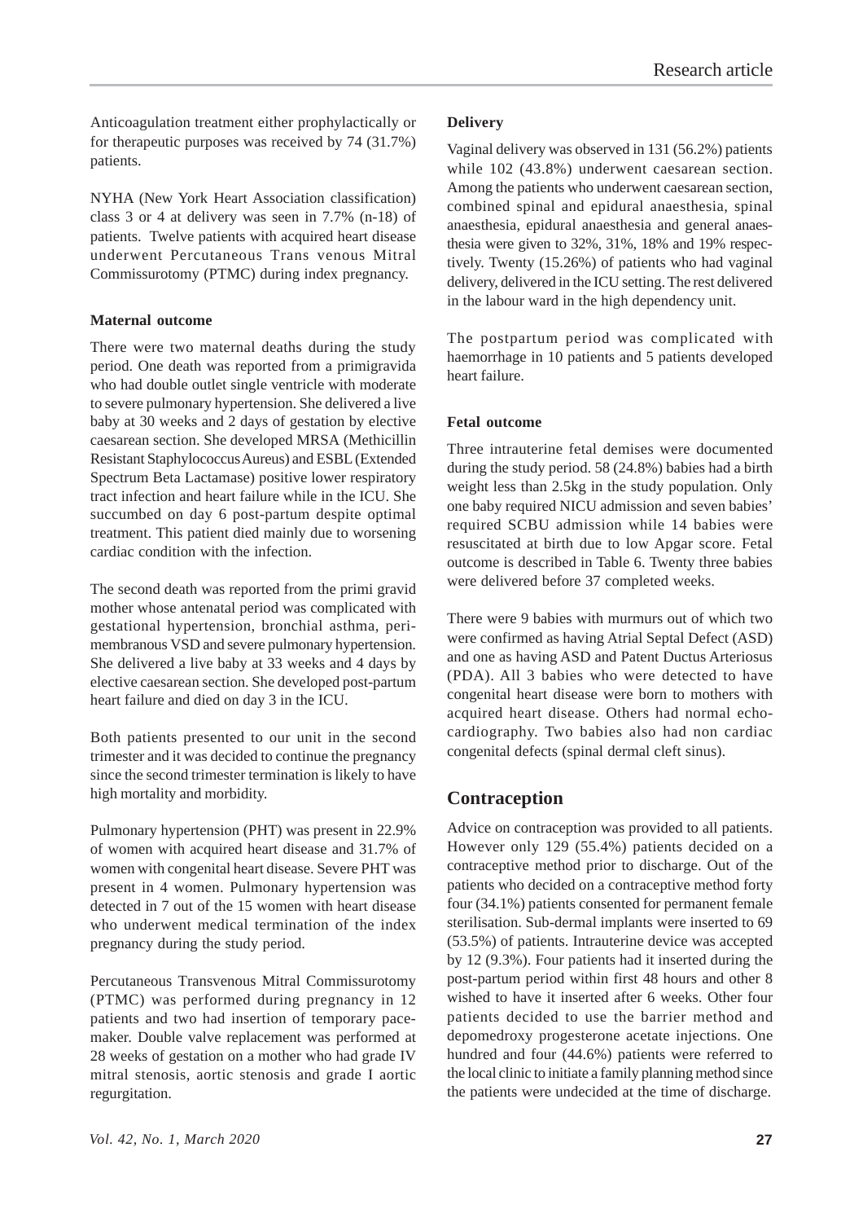Anticoagulation treatment either prophylactically or for therapeutic purposes was received by 74 (31.7%) patients.

NYHA (New York Heart Association classification) class 3 or 4 at delivery was seen in 7.7% (n-18) of patients. Twelve patients with acquired heart disease underwent Percutaneous Trans venous Mitral Commissurotomy (PTMC) during index pregnancy.

#### Maternal outcome

There were two maternal deaths during the study period. One death was reported from a primigravida who had double outlet single ventricle with moderate to severe pulmonary hypertension. She delivered a live baby at 30 weeks and 2 days of gestation by elective caesarean section. She developed MRSA (Methicillin Resistant Staphylococcus Aureus) and ESBL (Extended Spectrum Beta Lactamase) positive lower respiratory tract infection and heart failure while in the ICU. She succumbed on day 6 post-partum despite optimal treatment. This patient died mainly due to worsening cardiac condition with the infection.

The second death was reported from the primi gravid mother whose antenatal period was complicated with gestational hypertension, bronchial asthma, peri-membranous VSD and severe pulmonary hypertension. She delivered a live baby at 33 weeks and 4 days by elective caesarean section. She developed post-partum heart failure and died on day 3 in the ICU.

Both patients presented to our unit in the second trimester and it was decided to continue the pregnancy since the second trimester termination is likely to have high mortality and morbidity.

Pulmonary hypertension (PHT) was present in 22.9% of women with acquired heart disease and 31.7% of women with congenital heart disease. Severe PHT was present in 4 women. Pulmonary hypertension was detected in 7 out of the 15 women with heart disease who underwent medical termination of the index pregnancy during the study period.

Percutaneous Transvenous Mitral Commissurotomy (PTMC) was performed during pregnancy in 12 patients and two had insertion of temporary pace-maker. Double valve replacement was performed at 28 weeks of gestation on a mother who had grade IV mitral stenosis, aortic stenosis and grade I aortic regurgitation.

#### Delivery

Vaginal delivery was observed in 131 (56.2%) patients while 102 (43.8%) underwent caesarean section. Among the patients who underwent caesarean section, combined spinal and epidural anaesthesia, spinal anaesthesia, epidural anaesthesia and general anaesthesia were given to 32%, 31%, 18% and 19% respectively. Twenty (15.26%) of patients who had vaginal delivery, delivered in the ICU setting. The rest delivered in the labour ward in the high dependency unit.

The postpartum period was complicated with haemorrhage in 10 patients and 5 patients developed heart failure.

#### Fetal outcome

Three intrauterine fetal demises were documented during the study period. 58 (24.8%) babies had a birth weight less than 2.5kg in the study population. Only one baby required NICU admission and seven babies' required SCBU admission while 14 babies were resuscitated at birth due to low Apgar score. Fetal outcome is described in Table 6. Twenty three babies were delivered before 37 completed weeks.

There were 9 babies with murmurs out of which two were confirmed as having Atrial Septal Defect (ASD) and one as having ASD and Patent Ductus Arteriosus (PDA). All 3 babies who were detected to have congenital heart disease were born to mothers with acquired heart disease. Others had normal echo-cardiography. Two babies also had non cardiac congenital defects (spinal dermal cleft sinus).

## Contraception

Advice on contraception was provided to all patients. However only 129 (55.4%) patients decided on a contraceptive method prior to discharge. Out of the patients who decided on a contraceptive method forty four (34.1%) patients consented for permanent female sterilisation. Sub-dermal implants were inserted to 69 (53.5%) of patients. Intrauterine device was accepted by 12 (9.3%). Four patients had it inserted during the post-partum period within first 48 hours and other 8 wished to have it inserted after 6 weeks. Other four patients decided to use the barrier method and depomedroxy progesterone acetate injections. One hundred and four (44.6%) patients were referred to the local clinic to initiate a family planning method since the patients were undecided at the time of discharge.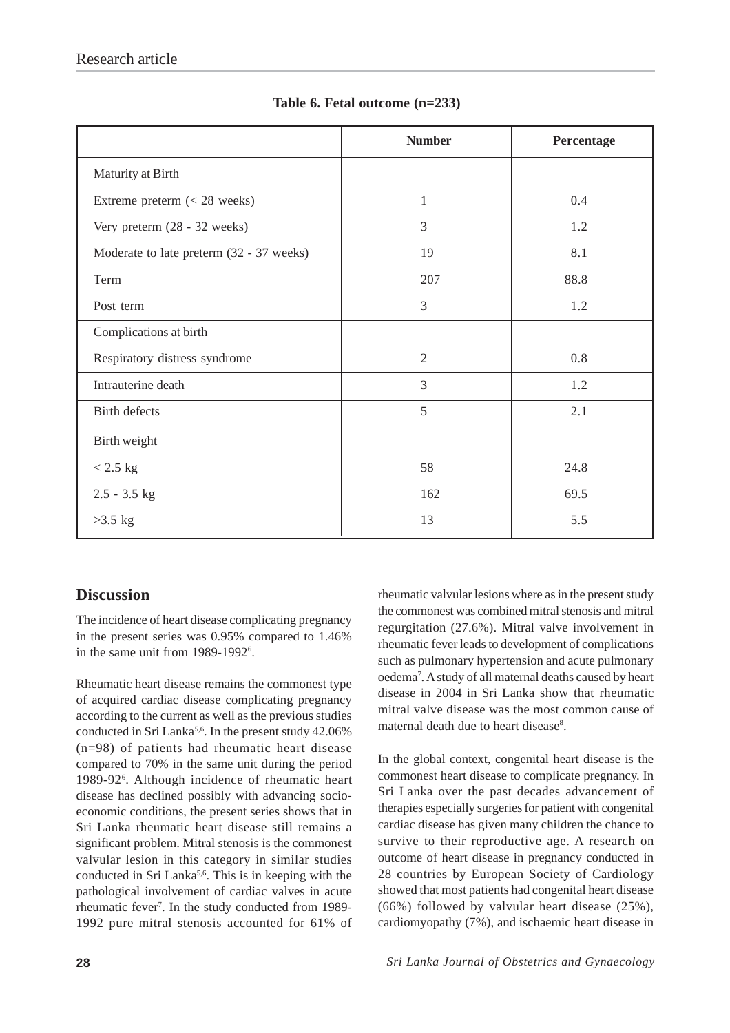**Table 6. Fetal outcome (n=233)**

| | Number | Percentage |
|---|---|---|
| Maturity at Birth | | |
| Extreme preterm (< 28 weeks) | 1 | 0.4 |
| Very preterm (28 - 32 weeks) | 3 | 1.2 |
| Moderate to late preterm (32 - 37 weeks) | 19 | 8.1 |
| Term | 207 | 88.8 |
| Post term | 3 | 1.2 |
| Complications at birth | | |
| Respiratory distress syndrome | 2 | 0.8 |
| Intrauterine death | 3 | 1.2 |
| Birth defects | 5 | 2.1 |
| Birth weight | | |
| < 2.5 kg | 58 | 24.8 |
| 2.5 - 3.5 kg | 162 | 69.5 |
| >3.5 kg | 13 | 5.5 |

## Discussion

The incidence of heart disease complicating pregnancy in the present series was 0.95% compared to 1.46% in the same unit from 1989-1992[6].

Rheumatic heart disease remains the commonest type of acquired cardiac disease complicating pregnancy according to the current as well as the previous studies conducted in Sri Lanka[5,6]. In the present study 42.06% (n=98) of patients had rheumatic heart disease compared to 70% in the same unit during the period 1989-92[6]. Although incidence of rheumatic heart disease has declined possibly with advancing socio-economic conditions, the present series shows that in Sri Lanka rheumatic heart disease still remains a significant problem. Mitral stenosis is the commonest valvular lesion in this category in similar studies conducted in Sri Lanka[5,6]. This is in keeping with the pathological involvement of cardiac valves in acute rheumatic fever[7]. In the study conducted from 1989-1992 pure mitral stenosis accounted for 61% of rheumatic valvular lesions where as in the present study the commonest was combined mitral stenosis and mitral regurgitation (27.6%). Mitral valve involvement in rheumatic fever leads to development of complications such as pulmonary hypertension and acute pulmonary oedema[7]. A study of all maternal deaths caused by heart disease in 2004 in Sri Lanka show that rheumatic mitral valve disease was the most common cause of maternal death due to heart disease[8].

In the global context, congenital heart disease is the commonest heart disease to complicate pregnancy. In Sri Lanka over the past decades advancement of therapies especially surgeries for patient with congenital cardiac disease has given many children the chance to survive to their reproductive age. A research on outcome of heart disease in pregnancy conducted in 28 countries by European Society of Cardiology showed that most patients had congenital heart disease (66%) followed by valvular heart disease (25%), cardiomyopathy (7%), and ischaemic heart disease in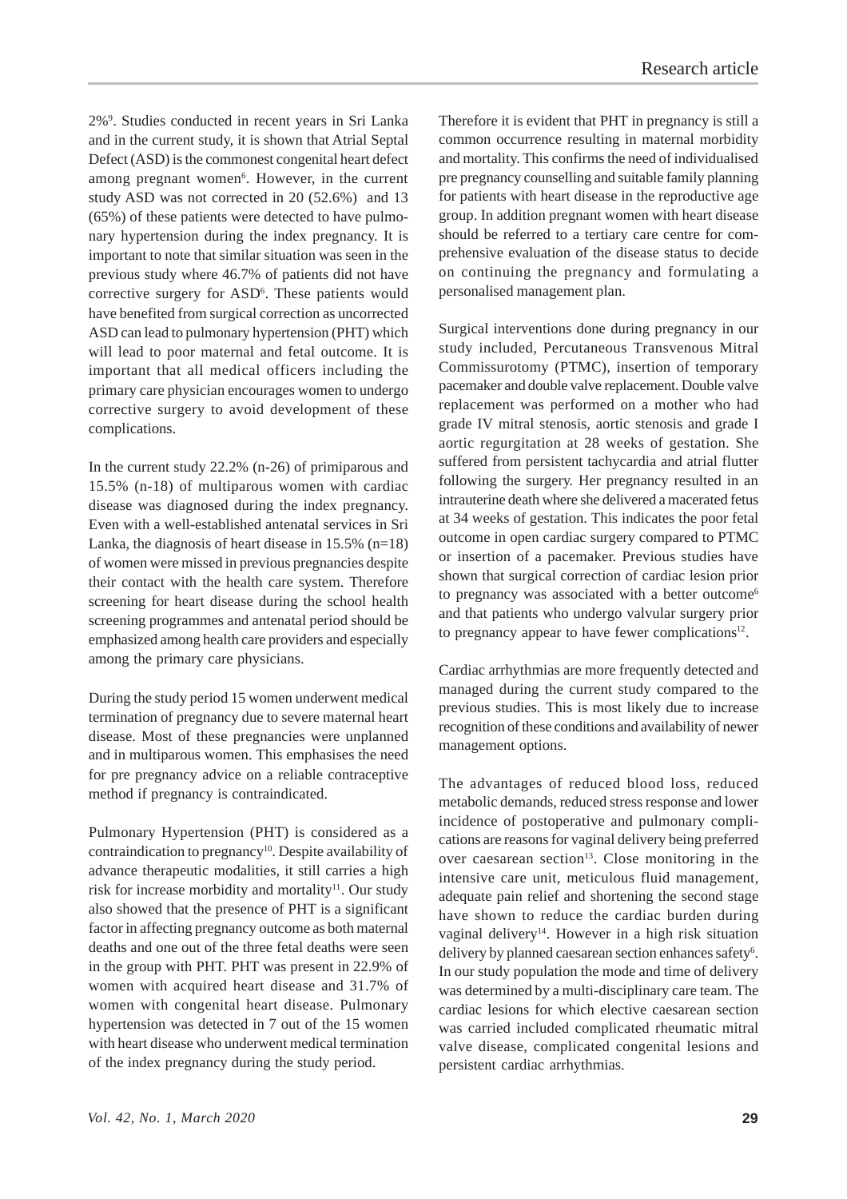2%[9]. Studies conducted in recent years in Sri Lanka and in the current study, it is shown that Atrial Septal Defect (ASD) is the commonest congenital heart defect among pregnant women[6]. However, in the current study ASD was not corrected in 20 (52.6%) and 13 (65%) of these patients were detected to have pulmonary hypertension during the index pregnancy. It is important to note that similar situation was seen in the previous study where 46.7% of patients did not have corrective surgery for ASD[6]. These patients would have benefited from surgical correction as uncorrected ASD can lead to pulmonary hypertension (PHT) which will lead to poor maternal and fetal outcome. It is important that all medical officers including the primary care physician encourages women to undergo corrective surgery to avoid development of these complications.

In the current study 22.2% (n-26) of primiparous and 15.5% (n-18) of multiparous women with cardiac disease was diagnosed during the index pregnancy. Even with a well-established antenatal services in Sri Lanka, the diagnosis of heart disease in 15.5% (n=18) of women were missed in previous pregnancies despite their contact with the health care system. Therefore screening for heart disease during the school health screening programmes and antenatal period should be emphasized among health care providers and especially among the primary care physicians.

During the study period 15 women underwent medical termination of pregnancy due to severe maternal heart disease. Most of these pregnancies were unplanned and in multiparous women. This emphasises the need for pre pregnancy advice on a reliable contraceptive method if pregnancy is contraindicated.

Pulmonary Hypertension (PHT) is considered as a contraindication to pregnancy[10]. Despite availability of advance therapeutic modalities, it still carries a high risk for increase morbidity and mortality[11]. Our study also showed that the presence of PHT is a significant factor in affecting pregnancy outcome as both maternal deaths and one out of the three fetal deaths were seen in the group with PHT. PHT was present in 22.9% of women with acquired heart disease and 31.7% of women with congenital heart disease. Pulmonary hypertension was detected in 7 out of the 15 women with heart disease who underwent medical termination of the index pregnancy during the study period.

Therefore it is evident that PHT in pregnancy is still a common occurrence resulting in maternal morbidity and mortality. This confirms the need of individualised pre pregnancy counselling and suitable family planning for patients with heart disease in the reproductive age group. In addition pregnant women with heart disease should be referred to a tertiary care centre for comprehensive evaluation of the disease status to decide on continuing the pregnancy and formulating a personalised management plan.

Surgical interventions done during pregnancy in our study included, Percutaneous Transvenous Mitral Commissurotomy (PTMC), insertion of temporary pacemaker and double valve replacement. Double valve replacement was performed on a mother who had grade IV mitral stenosis, aortic stenosis and grade I aortic regurgitation at 28 weeks of gestation. She suffered from persistent tachycardia and atrial flutter following the surgery. Her pregnancy resulted in an intrauterine death where she delivered a macerated fetus at 34 weeks of gestation. This indicates the poor fetal outcome in open cardiac surgery compared to PTMC or insertion of a pacemaker. Previous studies have shown that surgical correction of cardiac lesion prior to pregnancy was associated with a better outcome[6] and that patients who undergo valvular surgery prior to pregnancy appear to have fewer complications[12].

Cardiac arrhythmias are more frequently detected and managed during the current study compared to the previous studies. This is most likely due to increase recognition of these conditions and availability of newer management options.

The advantages of reduced blood loss, reduced metabolic demands, reduced stress response and lower incidence of postoperative and pulmonary complications are reasons for vaginal delivery being preferred over caesarean section[13]. Close monitoring in the intensive care unit, meticulous fluid management, adequate pain relief and shortening the second stage have shown to reduce the cardiac burden during vaginal delivery[14]. However in a high risk situation delivery by planned caesarean section enhances safety[6]. In our study population the mode and time of delivery was determined by a multi-disciplinary care team. The cardiac lesions for which elective caesarean section was carried included complicated rheumatic mitral valve disease, complicated congenital lesions and persistent cardiac arrhythmias.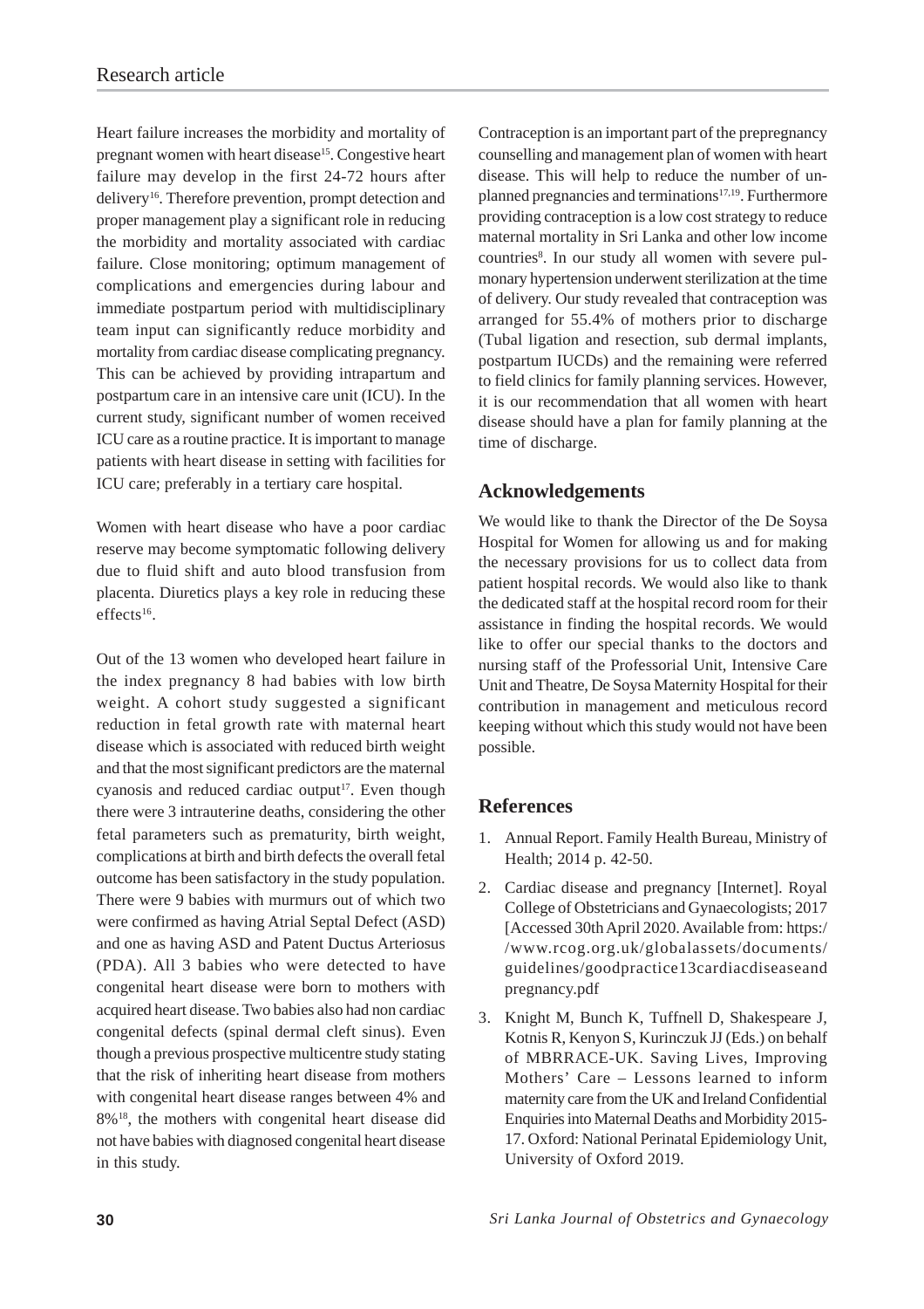Heart failure increases the morbidity and mortality of pregnant women with heart disease[15]. Congestive heart failure may develop in the first 24-72 hours after delivery[16]. Therefore prevention, prompt detection and proper management play a significant role in reducing the morbidity and mortality associated with cardiac failure. Close monitoring; optimum management of complications and emergencies during labour and immediate postpartum period with multidisciplinary team input can significantly reduce morbidity and mortality from cardiac disease complicating pregnancy. This can be achieved by providing intrapartum and postpartum care in an intensive care unit (ICU). In the current study, significant number of women received ICU care as a routine practice. It is important to manage patients with heart disease in setting with facilities for ICU care; preferably in a tertiary care hospital.

Women with heart disease who have a poor cardiac reserve may become symptomatic following delivery due to fluid shift and auto blood transfusion from placenta. Diuretics plays a key role in reducing these effects[16].

Out of the 13 women who developed heart failure in the index pregnancy 8 had babies with low birth weight. A cohort study suggested a significant reduction in fetal growth rate with maternal heart disease which is associated with reduced birth weight and that the most significant predictors are the maternal cyanosis and reduced cardiac output[17]. Even though there were 3 intrauterine deaths, considering the other fetal parameters such as prematurity, birth weight, complications at birth and birth defects the overall fetal outcome has been satisfactory in the study population. There were 9 babies with murmurs out of which two were confirmed as having Atrial Septal Defect (ASD) and one as having ASD and Patent Ductus Arteriosus (PDA). All 3 babies who were detected to have congenital heart disease were born to mothers with acquired heart disease. Two babies also had non cardiac congenital defects (spinal dermal cleft sinus). Even though a previous prospective multicentre study stating that the risk of inheriting heart disease from mothers with congenital heart disease ranges between 4% and 8%[18], the mothers with congenital heart disease did not have babies with diagnosed congenital heart disease in this study.

Contraception is an important part of the prepregnancy counselling and management plan of women with heart disease. This will help to reduce the number of unplanned pregnancies and terminations[17,19]. Furthermore providing contraception is a low cost strategy to reduce maternal mortality in Sri Lanka and other low income countries[8]. In our study all women with severe pulmonary hypertension underwent sterilization at the time of delivery. Our study revealed that contraception was arranged for 55.4% of mothers prior to discharge (Tubal ligation and resection, sub dermal implants, postpartum IUCDs) and the remaining were referred to field clinics for family planning services. However, it is our recommendation that all women with heart disease should have a plan for family planning at the time of discharge.

## Acknowledgements

We would like to thank the Director of the De Soysa Hospital for Women for allowing us and for making the necessary provisions for us to collect data from patient hospital records. We would also like to thank the dedicated staff at the hospital record room for their assistance in finding the hospital records. We would like to offer our special thanks to the doctors and nursing staff of the Professorial Unit, Intensive Care Unit and Theatre, De Soysa Maternity Hospital for their contribution in management and meticulous record keeping without which this study would not have been possible.

## References

1. Annual Report. Family Health Bureau, Ministry of Health; 2014 p. 42-50.
2. Cardiac disease and pregnancy [Internet]. Royal College of Obstetricians and Gynaecologists; 2017 [Accessed 30th April 2020. Available from: https://www.rcog.org.uk/globalassets/documents/guidelines/goodpractice13cardiacdiseaseandpregnancy.pdf
3. Knight M, Bunch K, Tuffnell D, Shakespeare J, Kotnis R, Kenyon S, Kurinczuk JJ (Eds.) on behalf of MBRRACE-UK. Saving Lives, Improving Mothers' Care – Lessons learned to inform maternity care from the UK and Ireland Confidential Enquiries into Maternal Deaths and Morbidity 2015-17. Oxford: National Perinatal Epidemiology Unit, University of Oxford 2019.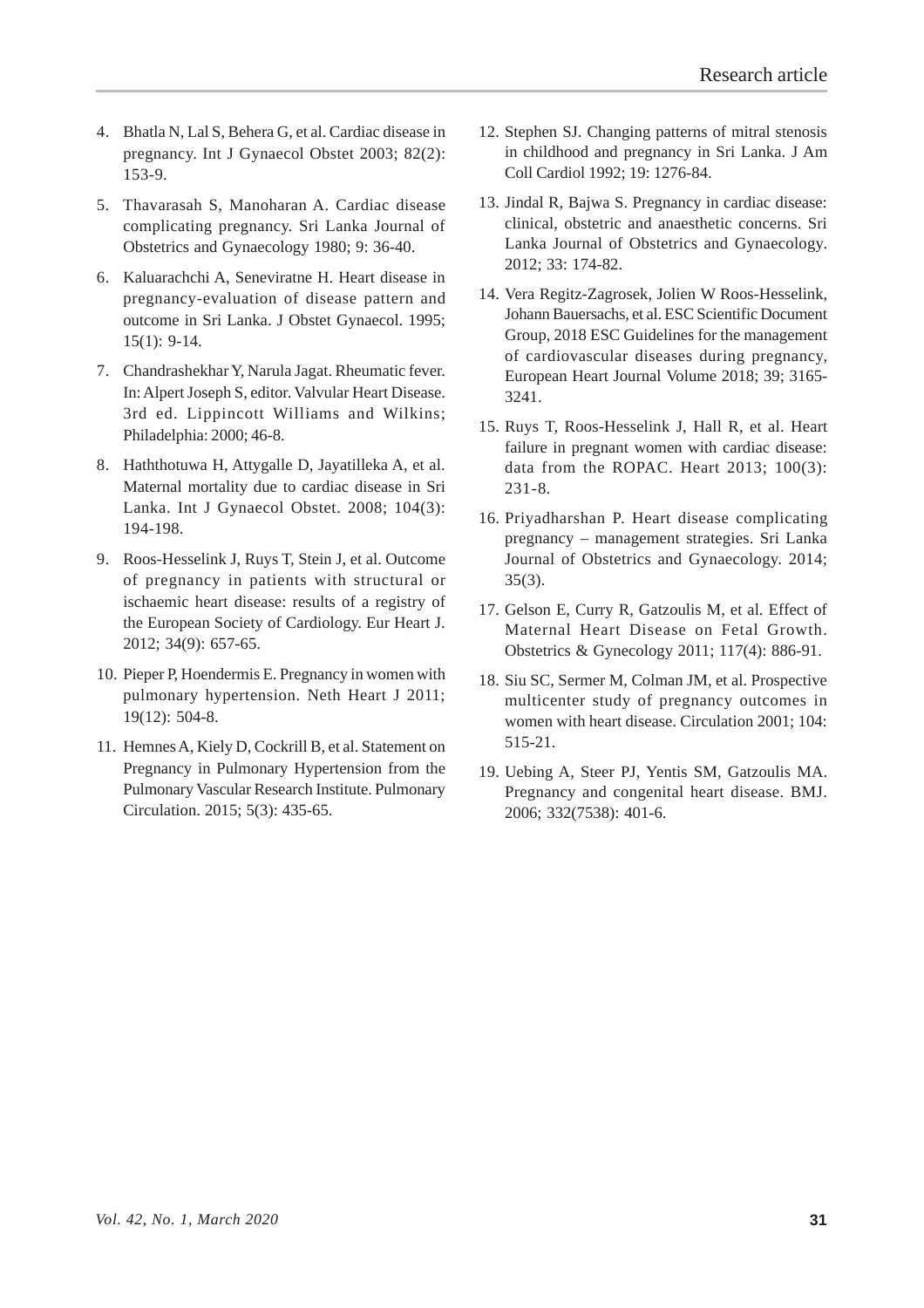4. Bhatla N, Lal S, Behera G, et al. Cardiac disease in pregnancy. Int J Gynaecol Obstet 2003; 82(2): 153-9.
5. Thavarasah S, Manoharan A. Cardiac disease complicating pregnancy. Sri Lanka Journal of Obstetrics and Gynaecology 1980; 9: 36-40.
6. Kaluarachchi A, Seneviratne H. Heart disease in pregnancy-evaluation of disease pattern and outcome in Sri Lanka. J Obstet Gynaecol. 1995; 15(1): 9-14.
7. Chandrashekhar Y, Narula Jagat. Rheumatic fever. In: Alpert Joseph S, editor. Valvular Heart Disease. 3rd ed. Lippincott Williams and Wilkins; Philadelphia: 2000; 46-8.
8. Haththotuwa H, Attygalle D, Jayatilleka A, et al. Maternal mortality due to cardiac disease in Sri Lanka. Int J Gynaecol Obstet. 2008; 104(3): 194-198.
9. Roos-Hesselink J, Ruys T, Stein J, et al. Outcome of pregnancy in patients with structural or ischaemic heart disease: results of a registry of the European Society of Cardiology. Eur Heart J. 2012; 34(9): 657-65.
10. Pieper P, Hoendermis E. Pregnancy in women with pulmonary hypertension. Neth Heart J 2011; 19(12): 504-8.
11. Hemnes A, Kiely D, Cockrill B, et al. Statement on Pregnancy in Pulmonary Hypertension from the Pulmonary Vascular Research Institute. Pulmonary Circulation. 2015; 5(3): 435-65.
12. Stephen SJ. Changing patterns of mitral stenosis in childhood and pregnancy in Sri Lanka. J Am Coll Cardiol 1992; 19: 1276-84.
13. Jindal R, Bajwa S. Pregnancy in cardiac disease: clinical, obstetric and anaesthetic concerns. Sri Lanka Journal of Obstetrics and Gynaecology. 2012; 33: 174-82.
14. Vera Regitz-Zagrosek, Jolien W Roos-Hesselink, Johann Bauersachs, et al. ESC Scientific Document Group, 2018 ESC Guidelines for the management of cardiovascular diseases during pregnancy, European Heart Journal Volume 2018; 39; 3165-3241.
15. Ruys T, Roos-Hesselink J, Hall R, et al. Heart failure in pregnant women with cardiac disease: data from the ROPAC. Heart 2013; 100(3): 231-8.
16. Priyadharshan P. Heart disease complicating pregnancy – management strategies. Sri Lanka Journal of Obstetrics and Gynaecology. 2014; 35(3).
17. Gelson E, Curry R, Gatzoulis M, et al. Effect of Maternal Heart Disease on Fetal Growth. Obstetrics & Gynecology 2011; 117(4): 886-91.
18. Siu SC, Sermer M, Colman JM, et al. Prospective multicenter study of pregnancy outcomes in women with heart disease. Circulation 2001; 104: 515-21.
19. Uebing A, Steer PJ, Yentis SM, Gatzoulis MA. Pregnancy and congenital heart disease. BMJ. 2006; 332(7538): 401-6.